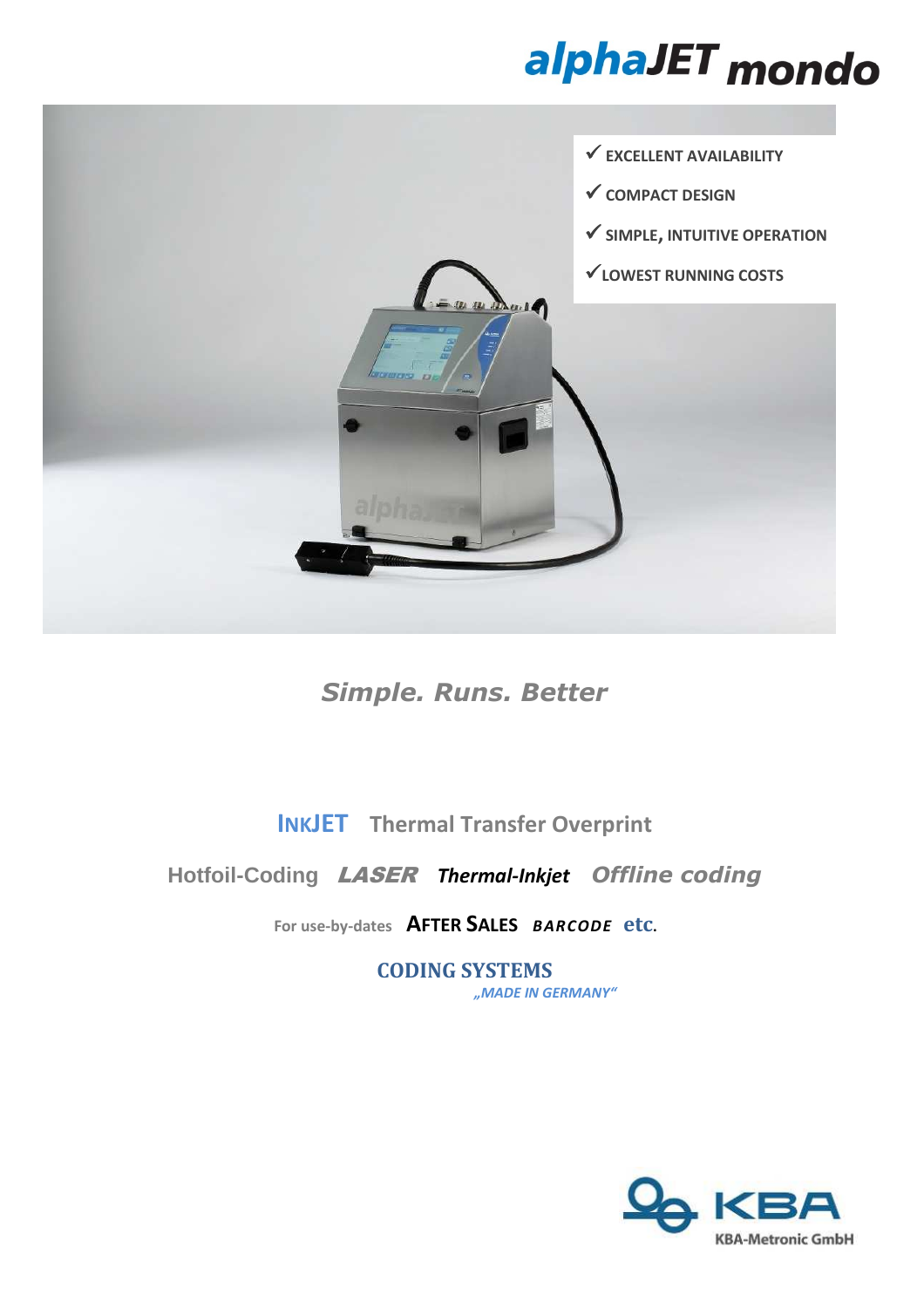# alphaJET mondo

- ✓ EXCELLENT AVAILABILITY
- ✓ COMPACT DESIGN
- ✓ SIMPLE, INTUITIVE OPERATION
- ✓ LOWEST RUNNING COSTS

*Simple. Runs. Better*

**INKJET** **Thermal Transfer Overprint**

**Hotfoil-Coding** ***LASER*** ***Thermal-Inkjet*** ***Offline coding***

**For use-by-dates** **AFTER SALES** ***BARCODE*** **etc.**

**CODING SYSTEMS**

*„MADE IN GERMANY“*

KBA

KBA-Metronic GmbH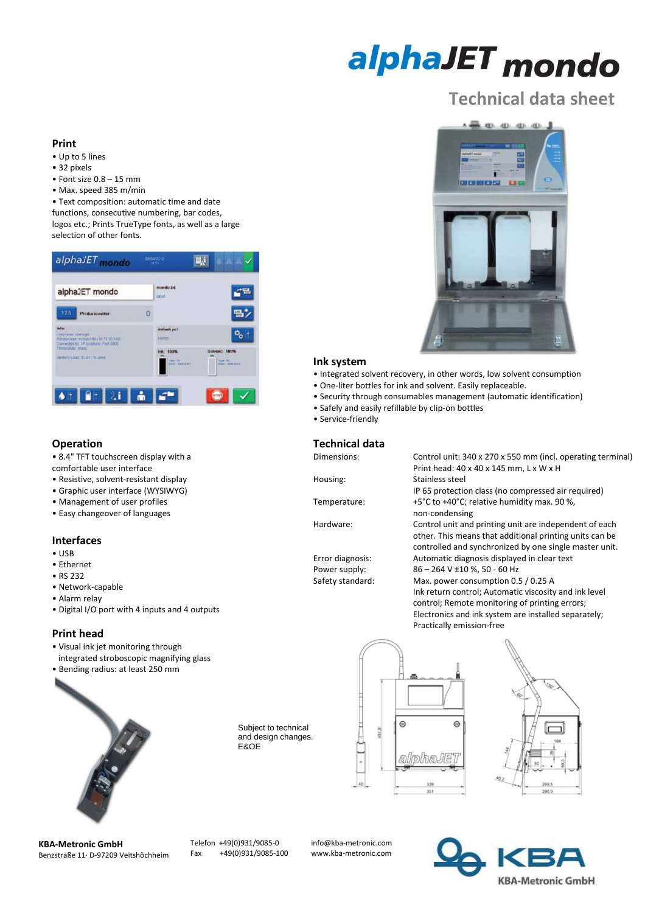# alphaJET mondo

## Technical data sheet

### Print

- Up to 5 lines
- 32 pixels
- Font size 0.8 – 15 mm
- Max. speed 385 m/min
- Text composition: automatic time and date functions, consecutive numbering, bar codes, logos etc.; Prints TrueType fonts, as well as a large selection of other fonts.

### Operation

- 8.4" TFT touchscreen display with a comfortable user interface
- Resistive, solvent-resistant display
- Graphic user interface (WYSIWYG)
- Management of user profiles
- Easy changeover of languages

### Interfaces

- USB
- Ethernet
- RS 232
- Network-capable
- Alarm relay
- Digital I/O port with 4 inputs and 4 outputs

### Print head

- Visual ink jet monitoring through integrated stroboscopic magnifying glass
- Bending radius: at least 250 mm

### Ink system

- Integrated solvent recovery, in other words, low solvent consumption
- One-liter bottles for ink and solvent. Easily replaceable.
- Security through consumables management (automatic identification)
- Safely and easily refillable by clip-on bottles
- Service-friendly

### Technical data

| | |
|---|---|
| Dimensions: | Control unit: 340 x 270 x 550 mm (incl. operating terminal)<br>Print head: 40 x 40 x 145 mm, L x W x H |
| Housing: | Stainless steel<br>IP 65 protection class (no compressed air required) |
| Temperature: | +5°C to +40°C; relative humidity max. 90 %, non-condensing |
| Hardware: | Control unit and printing unit are independent of each other. This means that additional printing units can be controlled and synchronized by one single master unit. |
| Error diagnosis: | Automatic diagnosis displayed in clear text |
| Power supply: | 86 – 264 V ±10 %, 50 - 60 Hz |
| Safety standard: | Max. power consumption 0.5 / 0.25 A<br>Ink return control; Automatic viscosity and ink level control; Remote monitoring of printing errors; Electronics and ink system are installed separately; Practically emission-free |

Subject to technical and design changes.
E&OE

**KBA-Metronic GmbH**
Benzstraße 11· D-97209 Veitshöchheim

Telefon +49(0)931/9085-0
Fax +49(0)931/9085-100

info@kba-metronic.com
www.kba-metronic.com

KBA
KBA-Metronic GmbH